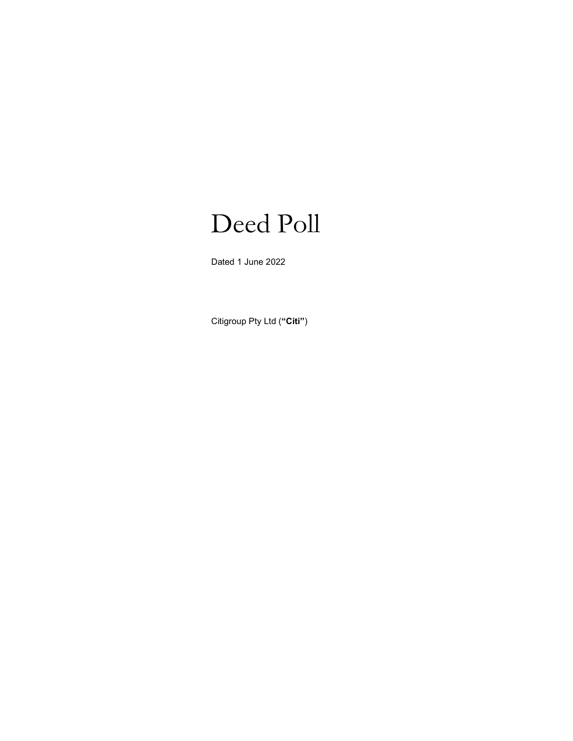# Deed Poll

Dated 1 June 2022

Citigroup Pty Ltd (**"Citi"**)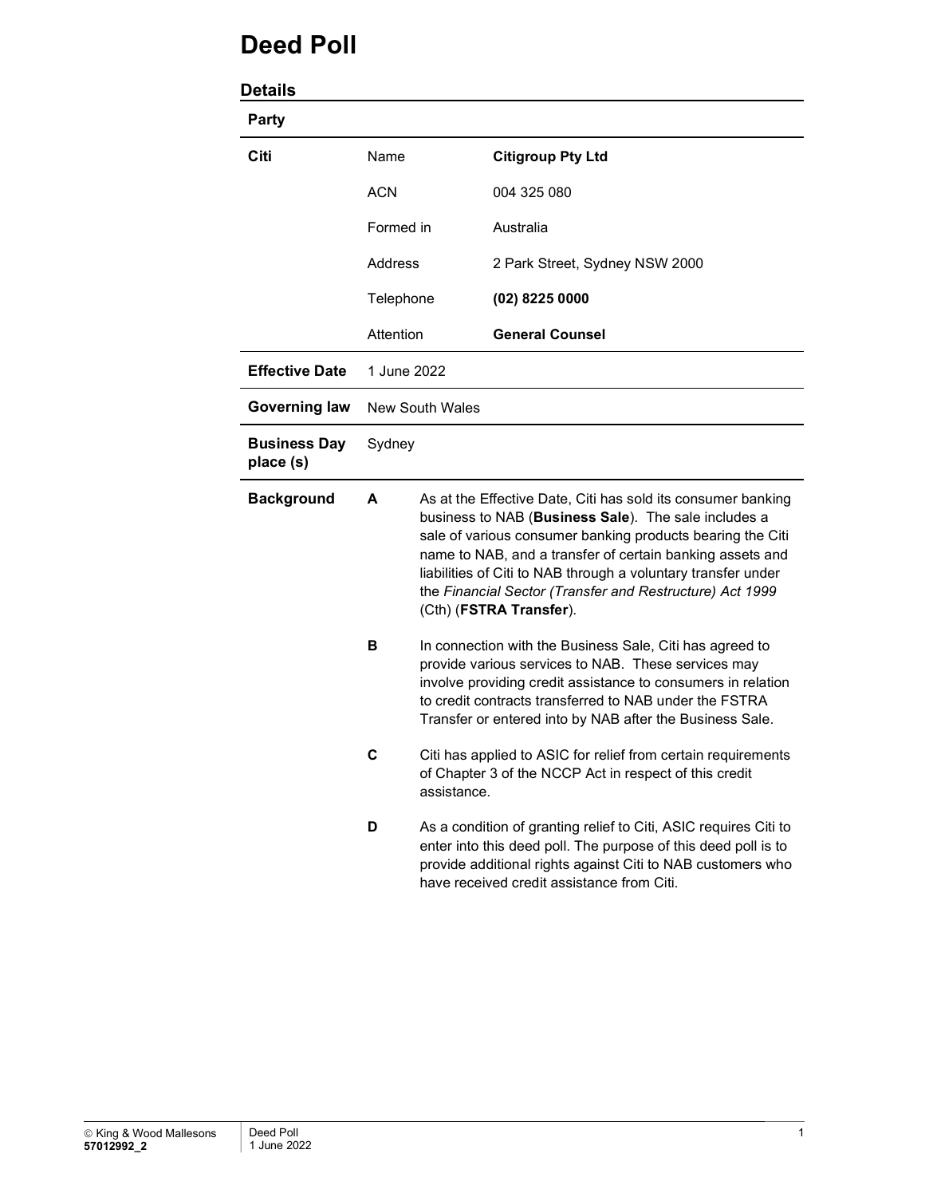# Deed Poll

## Details

| Party | | |
|---|---|---|
| **Citi** | Name | **Citigroup Pty Ltd** |
| | ACN | 004 325 080 |
| | Formed in | Australia |
| | Address | 2 Park Street, Sydney NSW 2000 |
| | Telephone | **(02) 8225 0000** |
| | Attention | **General Counsel** |
| **Effective Date** | 1 June 2022 | |
| **Governing law** | New South Wales | |
| **Business Day place (s)** | Sydney | |

**Background**

**A** As at the Effective Date, Citi has sold its consumer banking business to NAB (**Business Sale**). The sale includes a sale of various consumer banking products bearing the Citi name to NAB, and a transfer of certain banking assets and liabilities of Citi to NAB through a voluntary transfer under the *Financial Sector (Transfer and Restructure) Act 1999* (Cth) (**FSTRA Transfer**).

**B** In connection with the Business Sale, Citi has agreed to provide various services to NAB. These services may involve providing credit assistance to consumers in relation to credit contracts transferred to NAB under the FSTRA Transfer or entered into by NAB after the Business Sale.

**C** Citi has applied to ASIC for relief from certain requirements of Chapter 3 of the NCCP Act in respect of this credit assistance.

**D** As a condition of granting relief to Citi, ASIC requires Citi to enter into this deed poll. The purpose of this deed poll is to provide additional rights against Citi to NAB customers who have received credit assistance from Citi.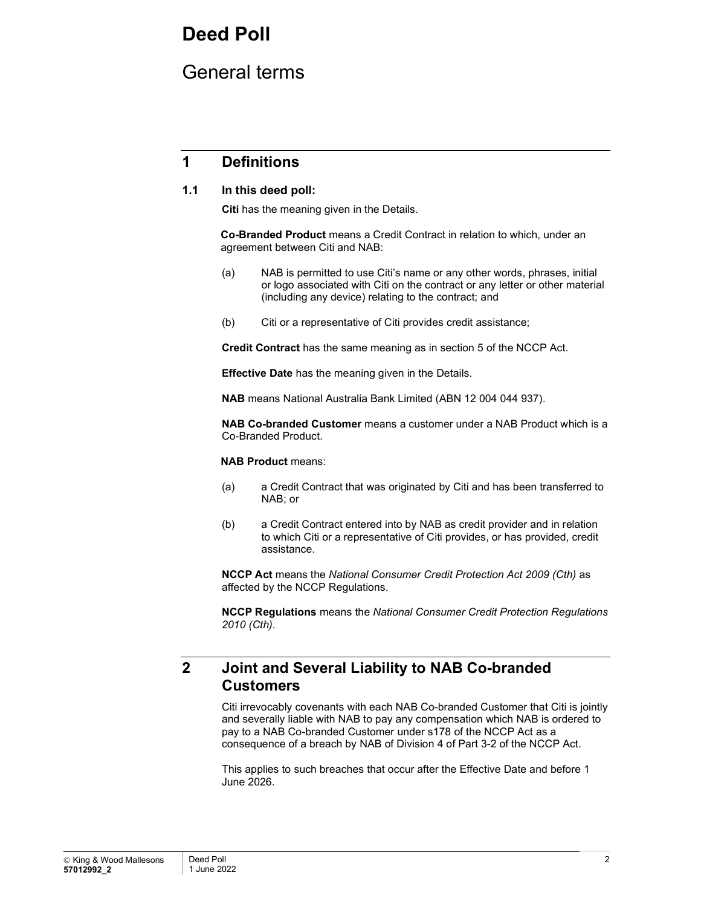# Deed Poll

## General terms

## 1 Definitions

### 1.1 In this deed poll:

**Citi** has the meaning given in the Details.

**Co-Branded Product** means a Credit Contract in relation to which, under an agreement between Citi and NAB:

(a) NAB is permitted to use Citi's name or any other words, phrases, initial or logo associated with Citi on the contract or any letter or other material (including any device) relating to the contract; and

(b) Citi or a representative of Citi provides credit assistance;

**Credit Contract** has the same meaning as in section 5 of the NCCP Act.

**Effective Date** has the meaning given in the Details.

**NAB** means National Australia Bank Limited (ABN 12 004 044 937).

**NAB Co-branded Customer** means a customer under a NAB Product which is a Co-Branded Product.

**NAB Product** means:

(a) a Credit Contract that was originated by Citi and has been transferred to NAB; or

(b) a Credit Contract entered into by NAB as credit provider and in relation to which Citi or a representative of Citi provides, or has provided, credit assistance.

**NCCP Act** means the *National Consumer Credit Protection Act 2009 (Cth)* as affected by the NCCP Regulations.

**NCCP Regulations** means the *National Consumer Credit Protection Regulations 2010 (Cth)*.

## 2 Joint and Several Liability to NAB Co-branded Customers

Citi irrevocably covenants with each NAB Co-branded Customer that Citi is jointly and severally liable with NAB to pay any compensation which NAB is ordered to pay to a NAB Co-branded Customer under s178 of the NCCP Act as a consequence of a breach by NAB of Division 4 of Part 3-2 of the NCCP Act.

This applies to such breaches that occur after the Effective Date and before 1 June 2026.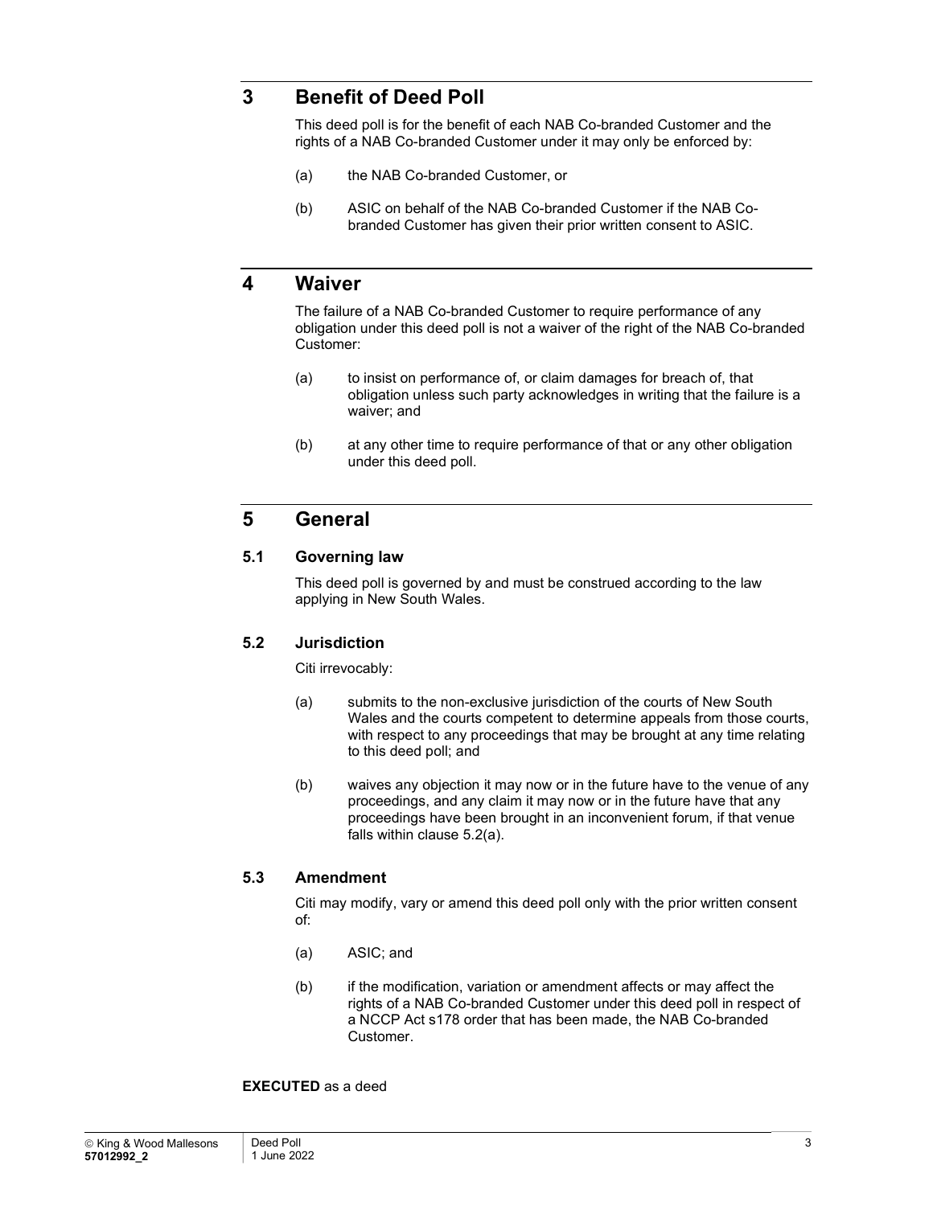## 3 Benefit of Deed Poll

This deed poll is for the benefit of each NAB Co-branded Customer and the rights of a NAB Co-branded Customer under it may only be enforced by:

(a) the NAB Co-branded Customer, or

(b) ASIC on behalf of the NAB Co-branded Customer if the NAB Co-branded Customer has given their prior written consent to ASIC.

## 4 Waiver

The failure of a NAB Co-branded Customer to require performance of any obligation under this deed poll is not a waiver of the right of the NAB Co-branded Customer:

(a) to insist on performance of, or claim damages for breach of, that obligation unless such party acknowledges in writing that the failure is a waiver; and

(b) at any other time to require performance of that or any other obligation under this deed poll.

## 5 General

### 5.1 Governing law

This deed poll is governed by and must be construed according to the law applying in New South Wales.

### 5.2 Jurisdiction

Citi irrevocably:

(a) submits to the non-exclusive jurisdiction of the courts of New South Wales and the courts competent to determine appeals from those courts, with respect to any proceedings that may be brought at any time relating to this deed poll; and

(b) waives any objection it may now or in the future have to the venue of any proceedings, and any claim it may now or in the future have that any proceedings have been brought in an inconvenient forum, if that venue falls within clause 5.2(a).

### 5.3 Amendment

Citi may modify, vary or amend this deed poll only with the prior written consent of:

(a) ASIC; and

(b) if the modification, variation or amendment affects or may affect the rights of a NAB Co-branded Customer under this deed poll in respect of a NCCP Act s178 order that has been made, the NAB Co-branded Customer.

**EXECUTED** as a deed